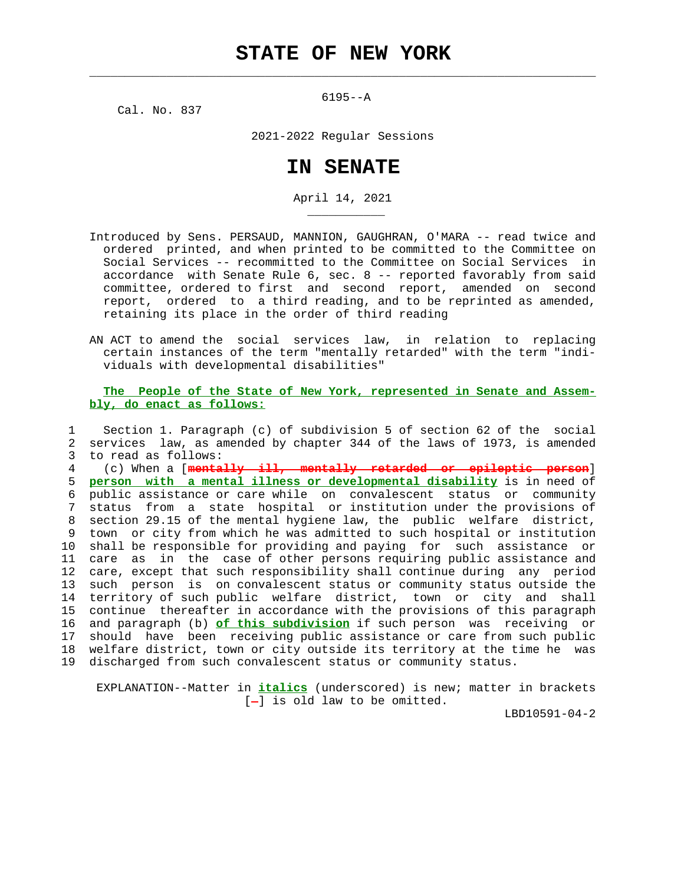# STATE OF NEW YORK

6195--A

Cal. No. 837

2021-2022 Regular Sessions

# IN SENATE

April 14, 2021

Introduced by Sens. PERSAUD, MANNION, GAUGHRAN, O'MARA -- read twice and ordered printed, and when printed to be committed to the Committee on Social Services -- recommitted to the Committee on Social Services in accordance with Senate Rule 6, sec. 8 -- reported favorably from said committee, ordered to first and second report, amended on second report, ordered to a third reading, and to be reprinted as amended, retaining its place in the order of third reading

AN ACT to amend the social services law, in relation to replacing certain instances of the term "mentally retarded" with the term "individuals with developmental disabilities"

**The People of the State of New York, represented in Senate and Assembly, do enact as follows:**

1 Section 1. Paragraph (c) of subdivision 5 of section 62 of the social
2 services law, as amended by chapter 344 of the laws of 1973, is amended
3 to read as follows:
4 (c) When a [~~mentally ill, mentally retarded or epileptic person~~]
5 **person with a mental illness or developmental disability** is in need of
6 public assistance or care while on convalescent status or community
7 status from a state hospital or institution under the provisions of
8 section 29.15 of the mental hygiene law, the public welfare district,
9 town or city from which he was admitted to such hospital or institution
10 shall be responsible for providing and paying for such assistance or
11 care as in the case of other persons requiring public assistance and
12 care, except that such responsibility shall continue during any period
13 such person is on convalescent status or community status outside the
14 territory of such public welfare district, town or city and shall
15 continue thereafter in accordance with the provisions of this paragraph
16 and paragraph (b) **of this subdivision** if such person was receiving or
17 should have been receiving public assistance or care from such public
18 welfare district, town or city outside its territory at the time he was
19 discharged from such convalescent status or community status.

EXPLANATION--Matter in **italics** (underscored) is new; matter in brackets [-] is old law to be omitted.

LBD10591-04-2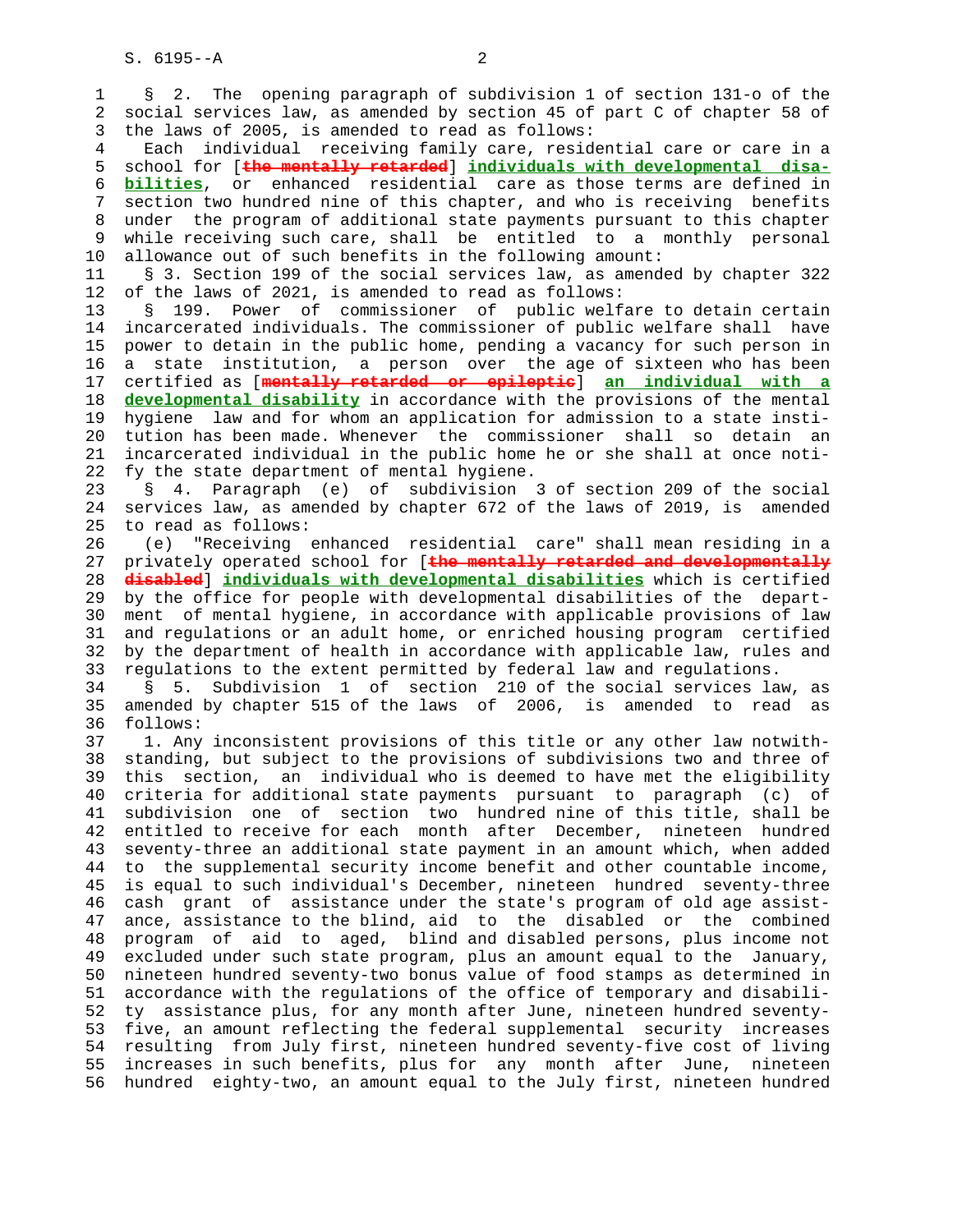§ 2. The opening paragraph of subdivision 1 of section 131-o of the social services law, as amended by section 45 of part C of chapter 58 of the laws of 2005, is amended to read as follows:

Each individual receiving family care, residential care or care in a school for [~~the mentally retarded~~] **individuals with developmental disabilities**, or enhanced residential care as those terms are defined in section two hundred nine of this chapter, and who is receiving benefits under the program of additional state payments pursuant to this chapter while receiving such care, shall be entitled to a monthly personal allowance out of such benefits in the following amount:

§ 3. Section 199 of the social services law, as amended by chapter 322 of the laws of 2021, is amended to read as follows:

§ 199. Power of commissioner of public welfare to detain certain incarcerated individuals. The commissioner of public welfare shall have power to detain in the public home, pending a vacancy for such person in a state institution, a person over the age of sixteen who has been certified as [~~mentally retarded or epileptic~~] **an individual with a developmental disability** in accordance with the provisions of the mental hygiene law and for whom an application for admission to a state institution has been made. Whenever the commissioner shall so detain an incarcerated individual in the public home he or she shall at once notify the state department of mental hygiene.

§ 4. Paragraph (e) of subdivision 3 of section 209 of the social services law, as amended by chapter 672 of the laws of 2019, is amended to read as follows:

(e) "Receiving enhanced residential care" shall mean residing in a privately operated school for [~~the mentally retarded and developmentally disabled~~] **individuals with developmental disabilities** which is certified by the office for people with developmental disabilities of the department of mental hygiene, in accordance with applicable provisions of law and regulations or an adult home, or enriched housing program certified by the department of health in accordance with applicable law, rules and regulations to the extent permitted by federal law and regulations.

§ 5. Subdivision 1 of section 210 of the social services law, as amended by chapter 515 of the laws of 2006, is amended to read as follows:

1. Any inconsistent provisions of this title or any other law notwithstanding, but subject to the provisions of subdivisions two and three of this section, an individual who is deemed to have met the eligibility criteria for additional state payments pursuant to paragraph (c) of subdivision one of section two hundred nine of this title, shall be entitled to receive for each month after December, nineteen hundred seventy-three an additional state payment in an amount which, when added to the supplemental security income benefit and other countable income, is equal to such individual's December, nineteen hundred seventy-three cash grant of assistance under the state's program of old age assistance, assistance to the blind, aid to the disabled or the combined program of aid to aged, blind and disabled persons, plus income not excluded under such state program, plus an amount equal to the January, nineteen hundred seventy-two bonus value of food stamps as determined in accordance with the regulations of the office of temporary and disability assistance plus, for any month after June, nineteen hundred seventy-five, an amount reflecting the federal supplemental security increases resulting from July first, nineteen hundred seventy-five cost of living increases in such benefits, plus for any month after June, nineteen hundred eighty-two, an amount equal to the July first, nineteen hundred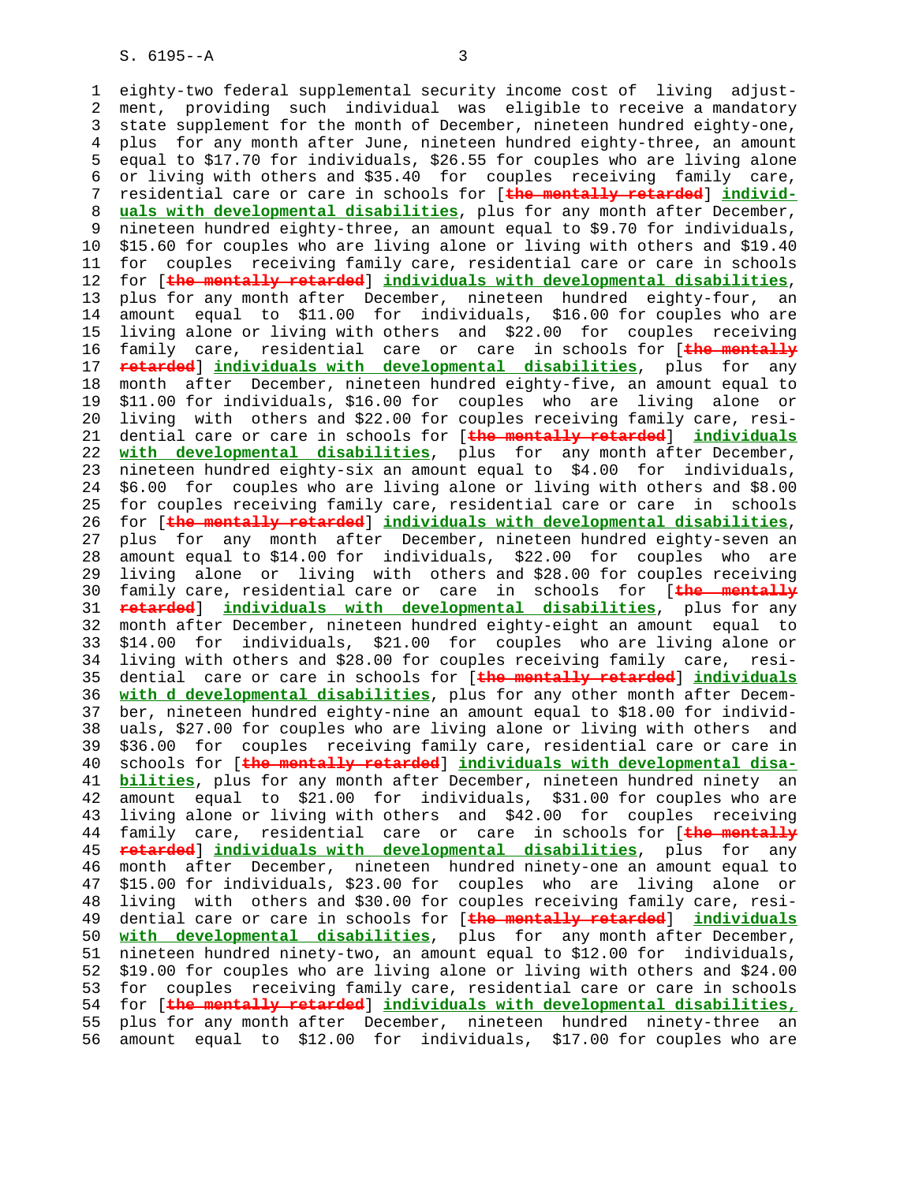eighty-two federal supplemental security income cost of living adjustment, providing such individual was eligible to receive a mandatory state supplement for the month of December, nineteen hundred eighty-one, plus for any month after June, nineteen hundred eighty-three, an amount equal to $17.70 for individuals, $26.55 for couples who are living alone or living with others and $35.40 for couples receiving family care, residential care or care in schools for [~~the mentally retarded~~] **individuals with developmental disabilities**, plus for any month after December, nineteen hundred eighty-three, an amount equal to $9.70 for individuals, $15.60 for couples who are living alone or living with others and $19.40 for couples receiving family care, residential care or care in schools for [~~the mentally retarded~~] **individuals with developmental disabilities**, plus for any month after December, nineteen hundred eighty-four, an amount equal to $11.00 for individuals, $16.00 for couples who are living alone or living with others and $22.00 for couples receiving family care, residential care or care in schools for [~~the mentally retarded~~] **individuals with developmental disabilities**, plus for any month after December, nineteen hundred eighty-five, an amount equal to $11.00 for individuals, $16.00 for couples who are living alone or living with others and $22.00 for couples receiving family care, residential care or care in schools for [~~the mentally retarded~~] **individuals with developmental disabilities**, plus for any month after December, nineteen hundred eighty-six an amount equal to $4.00 for individuals, $6.00 for couples who are living alone or living with others and $8.00 for couples receiving family care, residential care or care in schools for [~~the mentally retarded~~] **individuals with developmental disabilities**, plus for any month after December, nineteen hundred eighty-seven an amount equal to $14.00 for individuals, $22.00 for couples who are living alone or living with others and $28.00 for couples receiving family care, residential care or care in schools for [~~the mentally retarded~~] **individuals with developmental disabilities**, plus for any month after December, nineteen hundred eighty-eight an amount equal to $14.00 for individuals, $21.00 for couples who are living alone or living with others and $28.00 for couples receiving family care, residential care or care in schools for [~~the mentally retarded~~] **individuals with d developmental disabilities**, plus for any other month after December, nineteen hundred eighty-nine an amount equal to $18.00 for individuals, $27.00 for couples who are living alone or living with others and $36.00 for couples receiving family care, residential care or care in schools for [~~the mentally retarded~~] **individuals with developmental disabilities**, plus for any month after December, nineteen hundred ninety an amount equal to $21.00 for individuals, $31.00 for couples who are living alone or living with others and $42.00 for couples receiving family care, residential care or care in schools for [~~the mentally retarded~~] **individuals with developmental disabilities**, plus for any month after December, nineteen hundred ninety-one an amount equal to $15.00 for individuals, $23.00 for couples who are living alone or living with others and $30.00 for couples receiving family care, residential care or care in schools for [~~the mentally retarded~~] **individuals with developmental disabilities**, plus for any month after December, nineteen hundred ninety-two, an amount equal to $12.00 for individuals, $19.00 for couples who are living alone or living with others and $24.00 for couples receiving family care, residential care or care in schools for [~~the mentally retarded~~] **individuals with developmental disabilities,** plus for any month after December, nineteen hundred ninety-three an amount equal to $12.00 for individuals, $17.00 for couples who are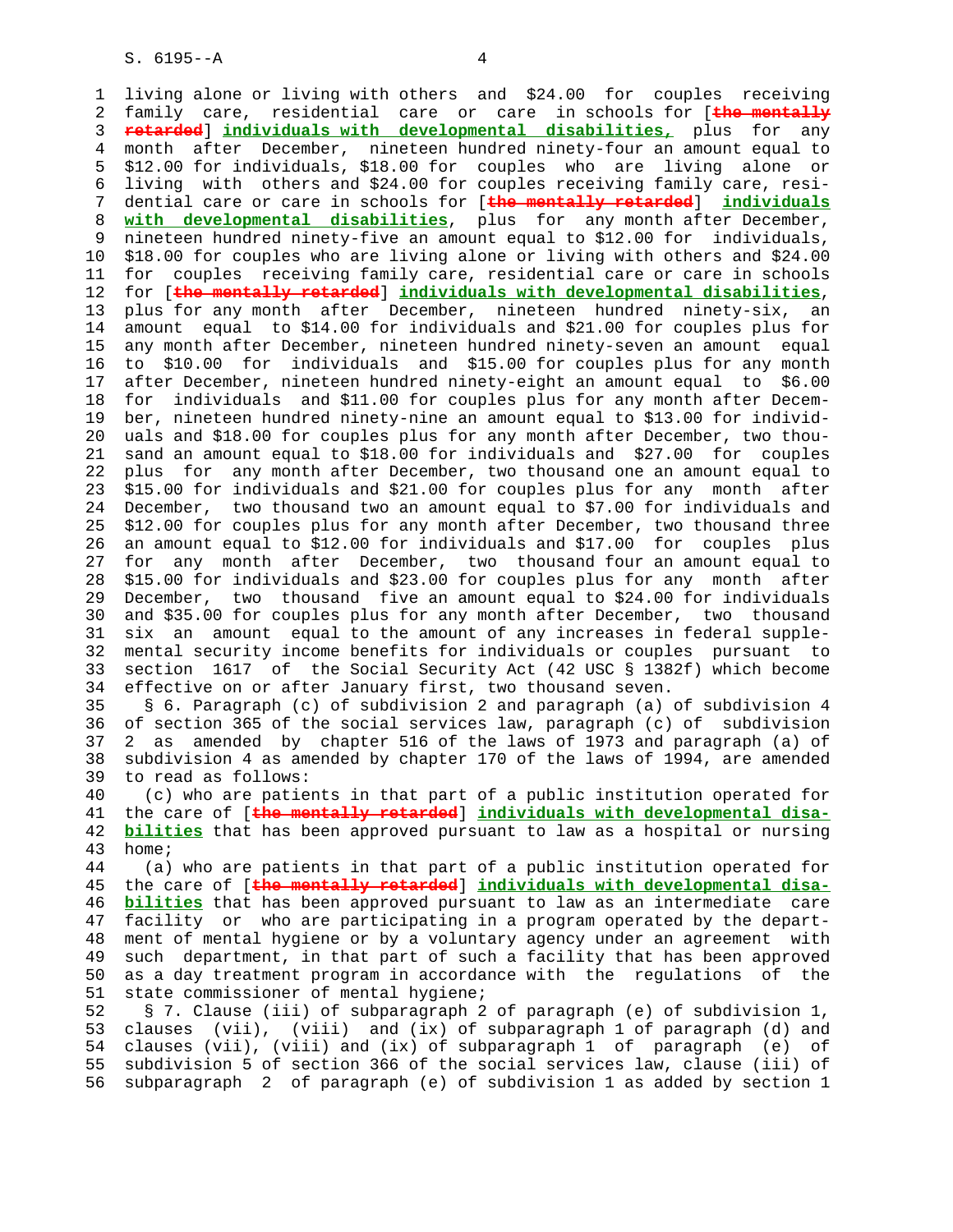living alone or living with others and $24.00 for couples receiving family care, residential care or care in schools for [~~the mentally retarded~~] **individuals with developmental disabilities,** plus for any month after December, nineteen hundred ninety-four an amount equal to $12.00 for individuals, $18.00 for couples who are living alone or living with others and $24.00 for couples receiving family care, residential care or care in schools for [~~the mentally retarded~~] **individuals with developmental disabilities**, plus for any month after December, nineteen hundred ninety-five an amount equal to $12.00 for individuals, $18.00 for couples who are living alone or living with others and $24.00 for couples receiving family care, residential care or care in schools for [~~the mentally retarded~~] **individuals with developmental disabilities**, plus for any month after December, nineteen hundred ninety-six, an amount equal to $14.00 for individuals and $21.00 for couples plus for any month after December, nineteen hundred ninety-seven an amount equal to $10.00 for individuals and $15.00 for couples plus for any month after December, nineteen hundred ninety-eight an amount equal to $6.00 for individuals and $11.00 for couples plus for any month after December, nineteen hundred ninety-nine an amount equal to $13.00 for individuals and $18.00 for couples plus for any month after December, two thousand an amount equal to $18.00 for individuals and $27.00 for couples plus for any month after December, two thousand one an amount equal to $15.00 for individuals and $21.00 for couples plus for any month after December, two thousand two an amount equal to $7.00 for individuals and $12.00 for couples plus for any month after December, two thousand three an amount equal to $12.00 for individuals and $17.00 for couples plus for any month after December, two thousand four an amount equal to $15.00 for individuals and $23.00 for couples plus for any month after December, two thousand five an amount equal to $24.00 for individuals and $35.00 for couples plus for any month after December, two thousand six an amount equal to the amount of any increases in federal supplemental security income benefits for individuals or couples pursuant to section 1617 of the Social Security Act (42 USC § 1382f) which become effective on or after January first, two thousand seven.

§ 6. Paragraph (c) of subdivision 2 and paragraph (a) of subdivision 4 of section 365 of the social services law, paragraph (c) of subdivision 2 as amended by chapter 516 of the laws of 1973 and paragraph (a) of subdivision 4 as amended by chapter 170 of the laws of 1994, are amended to read as follows:

(c) who are patients in that part of a public institution operated for the care of [~~the mentally retarded~~] **individuals with developmental disabilities** that has been approved pursuant to law as a hospital or nursing home;

(a) who are patients in that part of a public institution operated for the care of [~~the mentally retarded~~] **individuals with developmental disabilities** that has been approved pursuant to law as an intermediate care facility or who are participating in a program operated by the department of mental hygiene or by a voluntary agency under an agreement with such department, in that part of such a facility that has been approved as a day treatment program in accordance with the regulations of the state commissioner of mental hygiene;

§ 7. Clause (iii) of subparagraph 2 of paragraph (e) of subdivision 1, clauses (vii), (viii) and (ix) of subparagraph 1 of paragraph (d) and clauses (vii), (viii) and (ix) of subparagraph 1 of paragraph (e) of subdivision 5 of section 366 of the social services law, clause (iii) of subparagraph 2 of paragraph (e) of subdivision 1 as added by section 1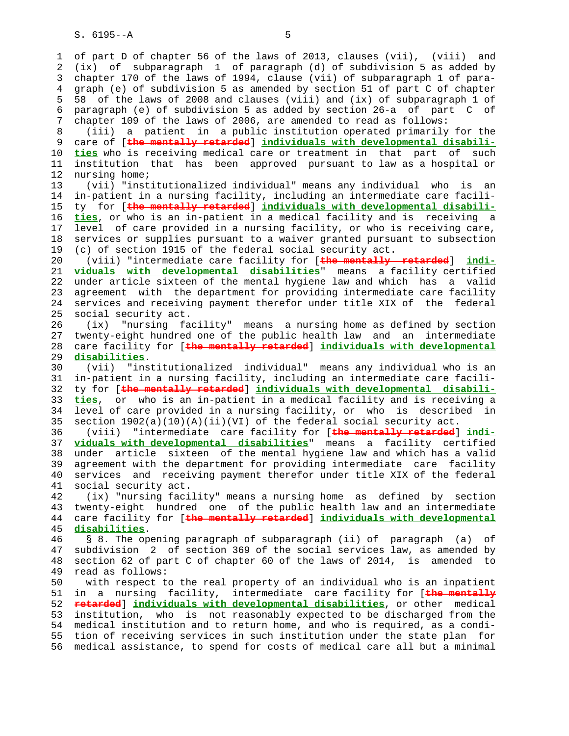of part D of chapter 56 of the laws of 2013, clauses (vii), (viii) and (ix) of subparagraph 1 of paragraph (d) of subdivision 5 as added by chapter 170 of the laws of 1994, clause (vii) of subparagraph 1 of paragraph (e) of subdivision 5 as amended by section 51 of part C of chapter 58 of the laws of 2008 and clauses (viii) and (ix) of subparagraph 1 of paragraph (e) of subdivision 5 as added by section 26-a of part C of chapter 109 of the laws of 2006, are amended to read as follows:

(iii) a patient in a public institution operated primarily for the care of [~~the mentally retarded~~] **individuals with developmental disabilities** who is receiving medical care or treatment in that part of such institution that has been approved pursuant to law as a hospital or nursing home;

(vii) "institutionalized individual" means any individual who is an in-patient in a nursing facility, including an intermediate care facility for [~~the mentally retarded~~] **individuals with developmental disabilities**, or who is an in-patient in a medical facility and is receiving a level of care provided in a nursing facility, or who is receiving care, services or supplies pursuant to a waiver granted pursuant to subsection (c) of section 1915 of the federal social security act.

(viii) "intermediate care facility for [~~the mentally retarded~~] **individuals with developmental disabilities**" means a facility certified under article sixteen of the mental hygiene law and which has a valid agreement with the department for providing intermediate care facility services and receiving payment therefor under title XIX of the federal social security act.

(ix) "nursing facility" means a nursing home as defined by section twenty-eight hundred one of the public health law and an intermediate care facility for [~~the mentally retarded~~] **individuals with developmental disabilities**.

(vii) "institutionalized individual" means any individual who is an in-patient in a nursing facility, including an intermediate care facility for [~~the mentally retarded~~] **individuals with developmental disabilities**, or who is an in-patient in a medical facility and is receiving a level of care provided in a nursing facility, or who is described in section 1902(a)(10)(A)(ii)(VI) of the federal social security act.

(viii) "intermediate care facility for [~~the mentally retarded~~] **individuals with developmental disabilities**" means a facility certified under article sixteen of the mental hygiene law and which has a valid agreement with the department for providing intermediate care facility services and receiving payment therefor under title XIX of the federal social security act.

(ix) "nursing facility" means a nursing home as defined by section twenty-eight hundred one of the public health law and an intermediate care facility for [~~the mentally retarded~~] **individuals with developmental disabilities**.

§ 8. The opening paragraph of subparagraph (ii) of paragraph (a) of subdivision 2 of section 369 of the social services law, as amended by section 62 of part C of chapter 60 of the laws of 2014, is amended to read as follows:

with respect to the real property of an individual who is an inpatient in a nursing facility, intermediate care facility for [~~the mentally retarded~~] **individuals with developmental disabilities**, or other medical institution, who is not reasonably expected to be discharged from the medical institution and to return home, and who is required, as a condition of receiving services in such institution under the state plan for medical assistance, to spend for costs of medical care all but a minimal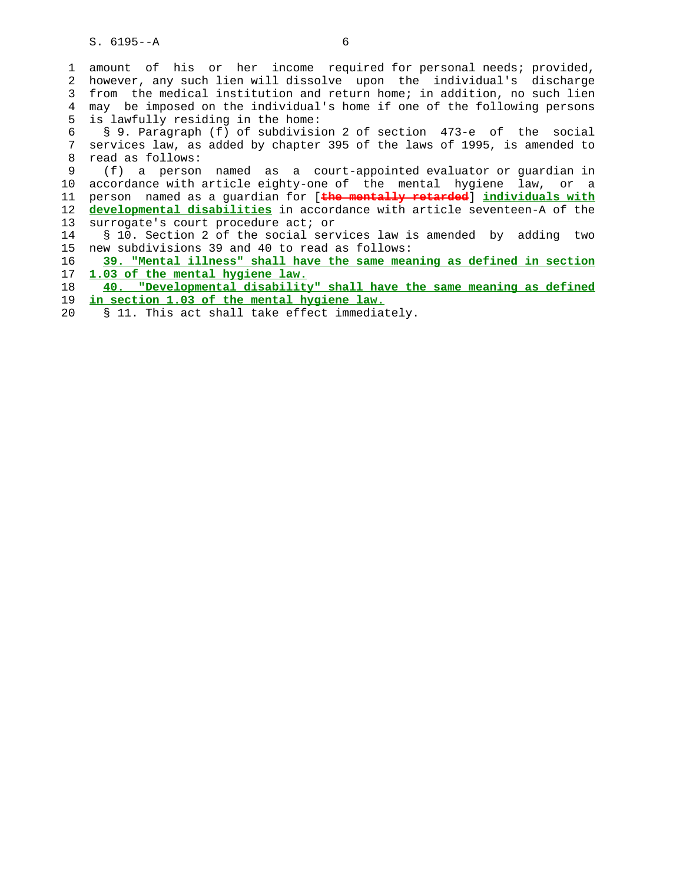amount of his or her income required for personal needs; provided, however, any such lien will dissolve upon the individual's discharge from the medical institution and return home; in addition, no such lien may be imposed on the individual's home if one of the following persons is lawfully residing in the home:

§ 9. Paragraph (f) of subdivision 2 of section 473-e of the social services law, as added by chapter 395 of the laws of 1995, is amended to read as follows:

(f) a person named as a court-appointed evaluator or guardian in accordance with article eighty-one of the mental hygiene law, or a person named as a guardian for [~~the mentally retarded~~] **individuals with developmental disabilities** in accordance with article seventeen-A of the surrogate's court procedure act; or

§ 10. Section 2 of the social services law is amended by adding two new subdivisions 39 and 40 to read as follows:

**39. "Mental illness" shall have the same meaning as defined in section 1.03 of the mental hygiene law.**

**40. "Developmental disability" shall have the same meaning as defined in section 1.03 of the mental hygiene law.**

§ 11. This act shall take effect immediately.